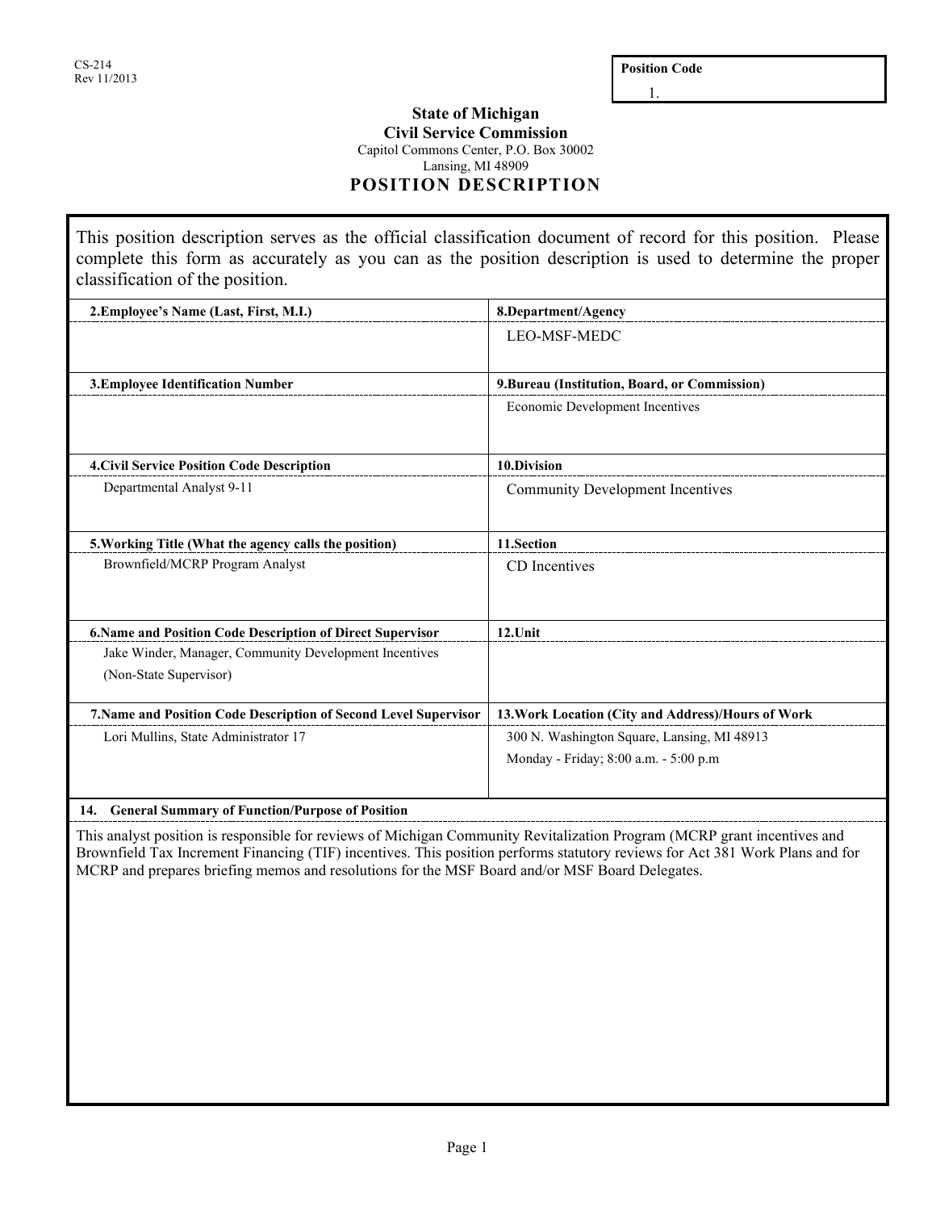CS-214
Rev 11/2013

**Position Code**

1.

**State of Michigan**
**Civil Service Commission**
Capitol Commons Center, P.O. Box 30002
Lansing, MI 48909

# POSITION DESCRIPTION

This position description serves as the official classification document of record for this position. Please complete this form as accurately as you can as the position description is used to determine the proper classification of the position.

| | |
|---|---|
| **2.Employee's Name (Last, First, M.I.)** | **8.Department/Agency** |
| | LEO-MSF-MEDC |
| **3.Employee Identification Number** | **9.Bureau (Institution, Board, or Commission)** |
| | Economic Development Incentives |
| **4.Civil Service Position Code Description** | **10.Division** |
| Departmental Analyst 9-11 | Community Development Incentives |
| **5.Working Title (What the agency calls the position)** | **11.Section** |
| Brownfield/MCRP Program Analyst | CD Incentives |
| **6.Name and Position Code Description of Direct Supervisor** | **12.Unit** |
| Jake Winder, Manager, Community Development Incentives (Non-State Supervisor) | |
| **7.Name and Position Code Description of Second Level Supervisor** | **13.Work Location (City and Address)/Hours of Work** |
| Lori Mullins, State Administrator 17 | 300 N. Washington Square, Lansing, MI 48913<br>Monday - Friday; 8:00 a.m. - 5:00 p.m |

**14. General Summary of Function/Purpose of Position**

This analyst position is responsible for reviews of Michigan Community Revitalization Program (MCRP grant incentives and Brownfield Tax Increment Financing (TIF) incentives. This position performs statutory reviews for Act 381 Work Plans and for MCRP and prepares briefing memos and resolutions for the MSF Board and/or MSF Board Delegates.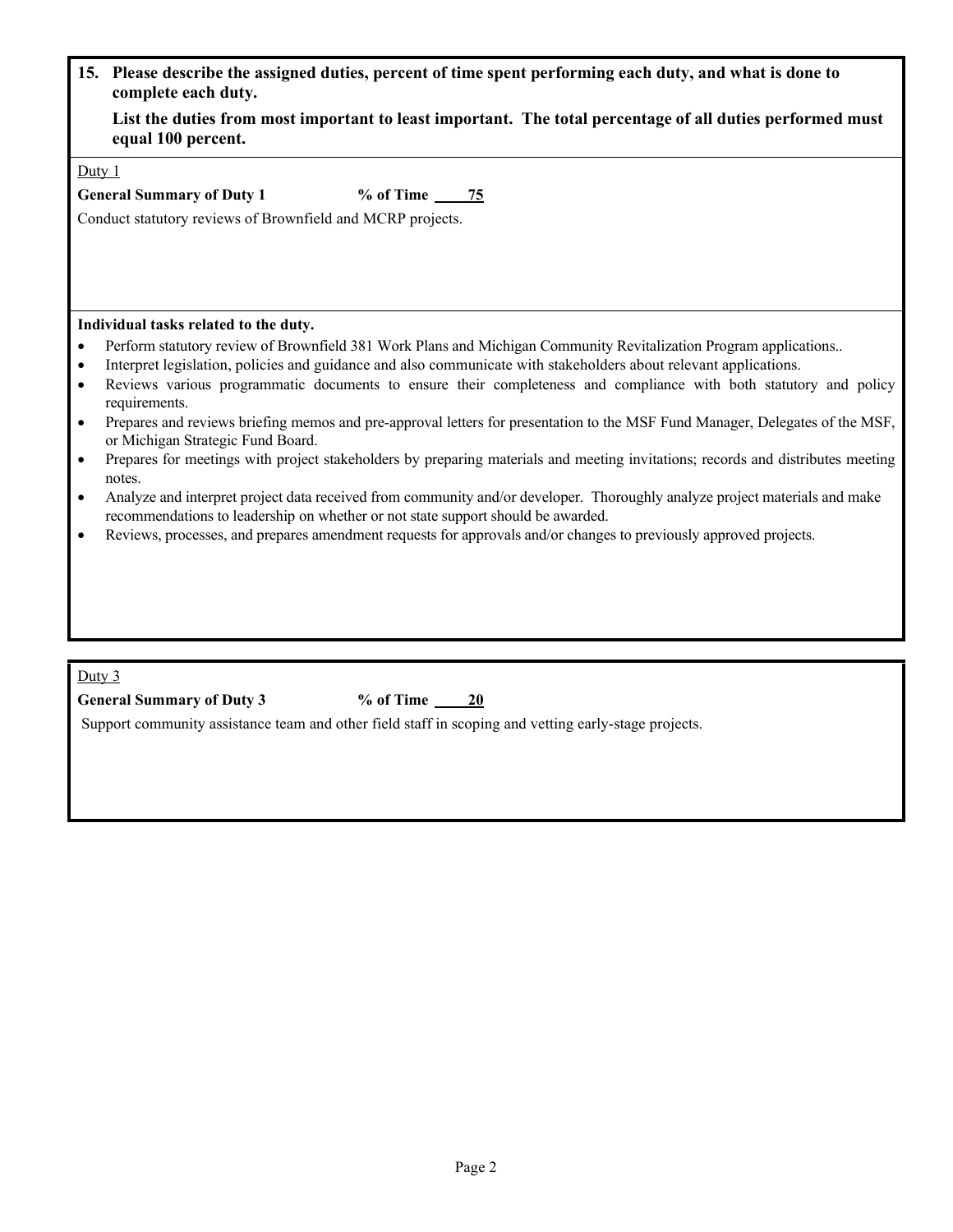**15. Please describe the assigned duties, percent of time spent performing each duty, and what is done to complete each duty.**

**List the duties from most important to least important. The total percentage of all duties performed must equal 100 percent.**

Duty 1

**General Summary of Duty 1** **% of Time 75**

Conduct statutory reviews of Brownfield and MCRP projects.

**Individual tasks related to the duty.**

- Perform statutory review of Brownfield 381 Work Plans and Michigan Community Revitalization Program applications..
- Interpret legislation, policies and guidance and also communicate with stakeholders about relevant applications.
- Reviews various programmatic documents to ensure their completeness and compliance with both statutory and policy requirements.
- Prepares and reviews briefing memos and pre-approval letters for presentation to the MSF Fund Manager, Delegates of the MSF, or Michigan Strategic Fund Board.
- Prepares for meetings with project stakeholders by preparing materials and meeting invitations; records and distributes meeting notes.
- Analyze and interpret project data received from community and/or developer. Thoroughly analyze project materials and make recommendations to leadership on whether or not state support should be awarded.
- Reviews, processes, and prepares amendment requests for approvals and/or changes to previously approved projects.

Duty 3

**General Summary of Duty 3** **% of Time 20**

Support community assistance team and other field staff in scoping and vetting early-stage projects.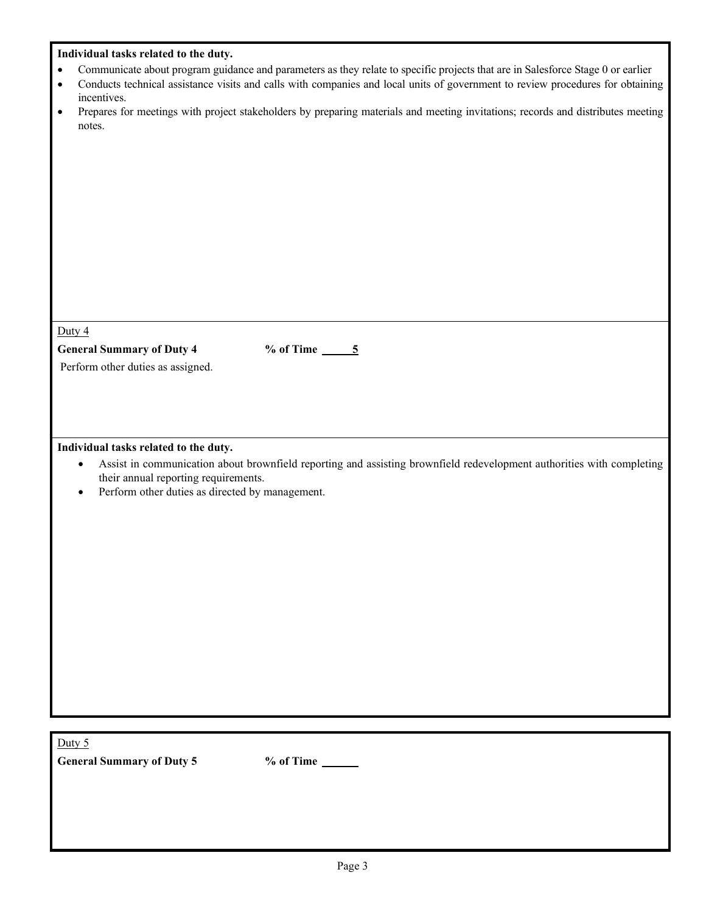**Individual tasks related to the duty.**

- Communicate about program guidance and parameters as they relate to specific projects that are in Salesforce Stage 0 or earlier
- Conducts technical assistance visits and calls with companies and local units of government to review procedures for obtaining incentives.
- Prepares for meetings with project stakeholders by preparing materials and meeting invitations; records and distributes meeting notes.

Duty 4

**General Summary of Duty 4** **% of Time** 5

Perform other duties as assigned.

**Individual tasks related to the duty.**

- Assist in communication about brownfield reporting and assisting brownfield redevelopment authorities with completing their annual reporting requirements.
- Perform other duties as directed by management.

Duty 5

**General Summary of Duty 5** **% of Time** ______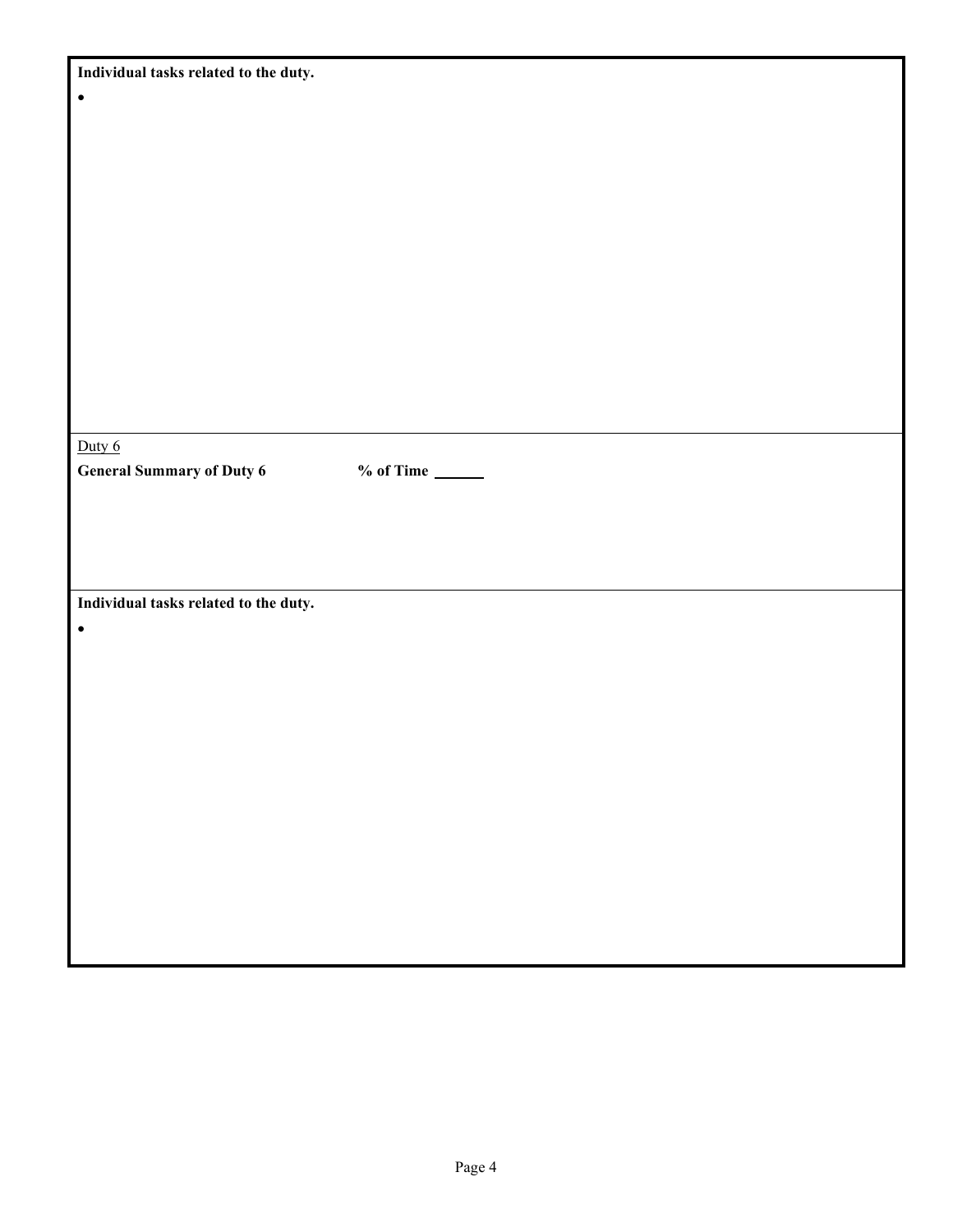**Individual tasks related to the duty.**

- 

Duty 6

**General Summary of Duty 6** **% of Time** ______

**Individual tasks related to the duty.**

-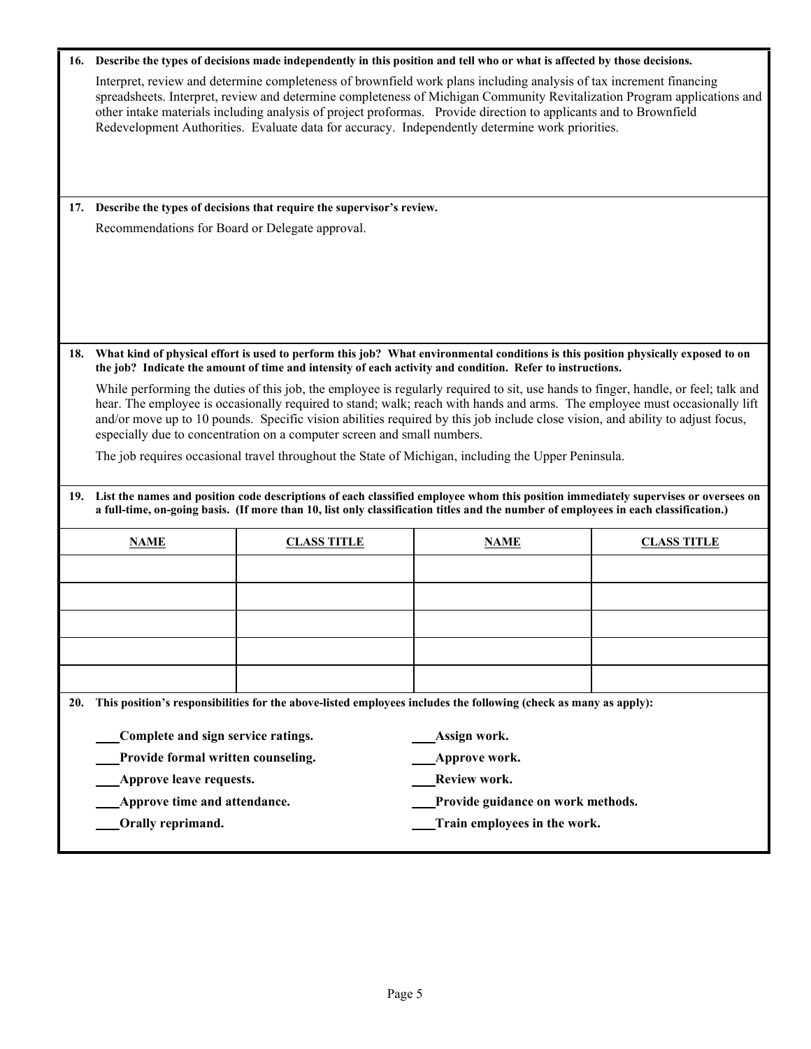**16. Describe the types of decisions made independently in this position and tell who or what is affected by those decisions.**

Interpret, review and determine completeness of brownfield work plans including analysis of tax increment financing spreadsheets. Interpret, review and determine completeness of Michigan Community Revitalization Program applications and other intake materials including analysis of project proformas. Provide direction to applicants and to Brownfield Redevelopment Authorities. Evaluate data for accuracy. Independently determine work priorities.

**17. Describe the types of decisions that require the supervisor's review.**

Recommendations for Board or Delegate approval.

**18. What kind of physical effort is used to perform this job? What environmental conditions is this position physically exposed to on the job? Indicate the amount of time and intensity of each activity and condition. Refer to instructions.**

While performing the duties of this job, the employee is regularly required to sit, use hands to finger, handle, or feel; talk and hear. The employee is occasionally required to stand; walk; reach with hands and arms. The employee must occasionally lift and/or move up to 10 pounds. Specific vision abilities required by this job include close vision, and ability to adjust focus, especially due to concentration on a computer screen and small numbers.

The job requires occasional travel throughout the State of Michigan, including the Upper Peninsula.

**19. List the names and position code descriptions of each classified employee whom this position immediately supervises or oversees on a full-time, on-going basis. (If more than 10, list only classification titles and the number of employees in each classification.)**

| NAME | CLASS TITLE | NAME | CLASS TITLE |
|---|---|---|---|
| | | | |
| | | | |
| | | | |
| | | | |
| | | | |

**20. This position's responsibilities for the above-listed employees includes the following (check as many as apply):**

___ **Complete and sign service ratings.**

___ **Provide formal written counseling.**

___ **Approve leave requests.**

___ **Approve time and attendance.**

___ **Orally reprimand.**

___ **Assign work.**

___ **Approve work.**

___ **Review work.**

___ **Provide guidance on work methods.**

___ **Train employees in the work.**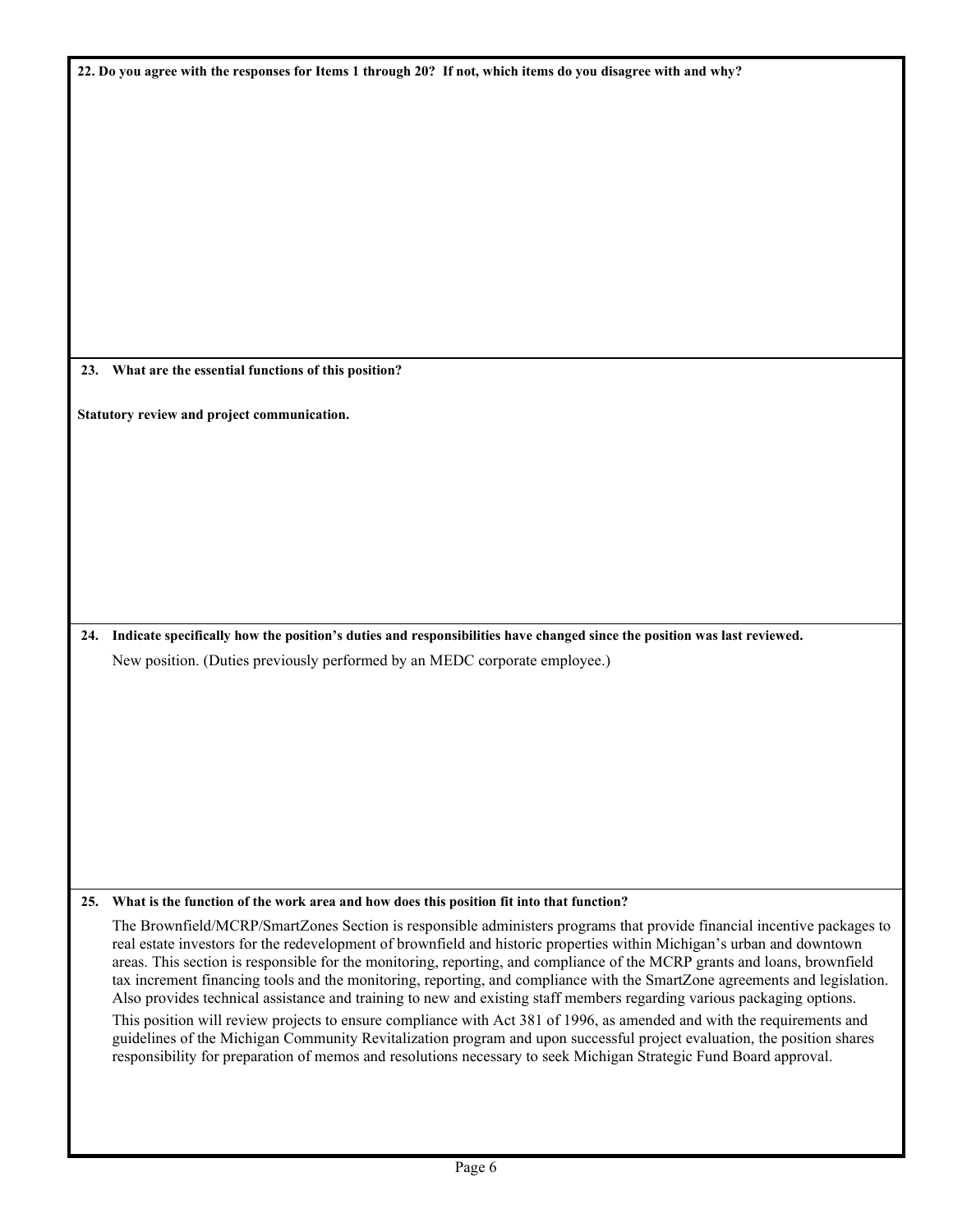**22. Do you agree with the responses for Items 1 through 20? If not, which items do you disagree with and why?**

**23. What are the essential functions of this position?**

**Statutory review and project communication.**

**24. Indicate specifically how the position's duties and responsibilities have changed since the position was last reviewed.**

New position. (Duties previously performed by an MEDC corporate employee.)

**25. What is the function of the work area and how does this position fit into that function?**

The Brownfield/MCRP/SmartZones Section is responsible administers programs that provide financial incentive packages to real estate investors for the redevelopment of brownfield and historic properties within Michigan's urban and downtown areas. This section is responsible for the monitoring, reporting, and compliance of the MCRP grants and loans, brownfield tax increment financing tools and the monitoring, reporting, and compliance with the SmartZone agreements and legislation. Also provides technical assistance and training to new and existing staff members regarding various packaging options.

This position will review projects to ensure compliance with Act 381 of 1996, as amended and with the requirements and guidelines of the Michigan Community Revitalization program and upon successful project evaluation, the position shares responsibility for preparation of memos and resolutions necessary to seek Michigan Strategic Fund Board approval.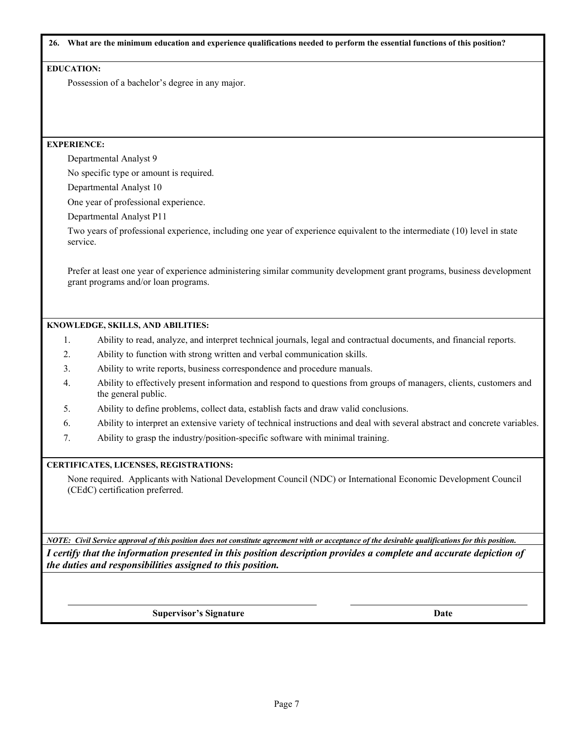**26. What are the minimum education and experience qualifications needed to perform the essential functions of this position?**

**EDUCATION:**

Possession of a bachelor's degree in any major.

**EXPERIENCE:**

Departmental Analyst 9

No specific type or amount is required.

Departmental Analyst 10

One year of professional experience.

Departmental Analyst P11

Two years of professional experience, including one year of experience equivalent to the intermediate (10) level in state service.

Prefer at least one year of experience administering similar community development grant programs, business development grant programs and/or loan programs.

**KNOWLEDGE, SKILLS, AND ABILITIES:**

1. Ability to read, analyze, and interpret technical journals, legal and contractual documents, and financial reports.
2. Ability to function with strong written and verbal communication skills.
3. Ability to write reports, business correspondence and procedure manuals.
4. Ability to effectively present information and respond to questions from groups of managers, clients, customers and the general public.
5. Ability to define problems, collect data, establish facts and draw valid conclusions.
6. Ability to interpret an extensive variety of technical instructions and deal with several abstract and concrete variables.
7. Ability to grasp the industry/position-specific software with minimal training.

**CERTIFICATES, LICENSES, REGISTRATIONS:**

None required. Applicants with National Development Council (NDC) or International Economic Development Council (CEdC) certification preferred.

***NOTE: Civil Service approval of this position does not constitute agreement with or acceptance of the desirable qualifications for this position.***

***I certify that the information presented in this position description provides a complete and accurate depiction of the duties and responsibilities assigned to this position.***

**Supervisor's Signature** **Date**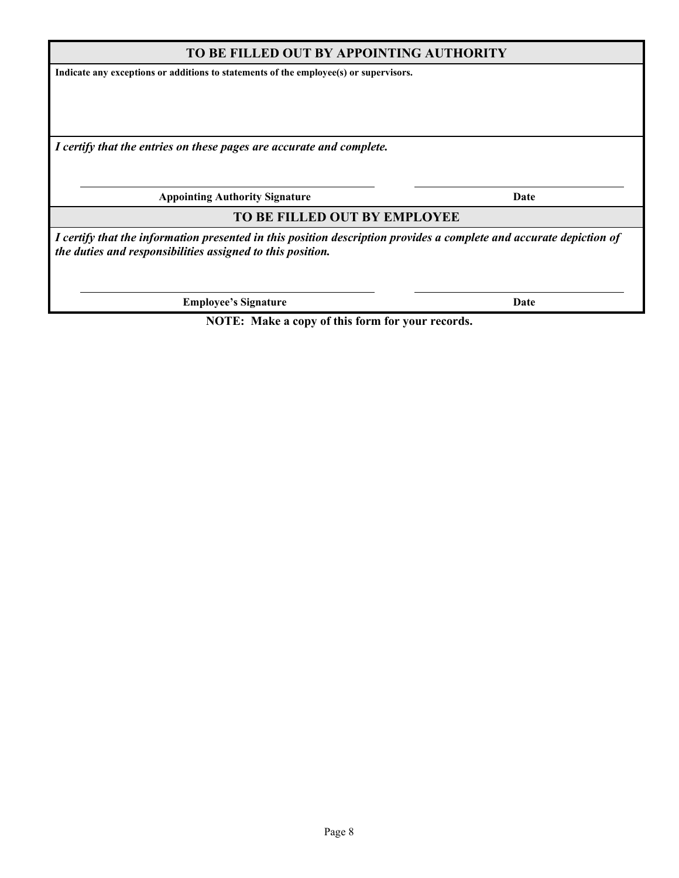## TO BE FILLED OUT BY APPOINTING AUTHORITY

**Indicate any exceptions or additions to statements of the employee(s) or supervisors.**

***I certify that the entries on these pages are accurate and complete.***

**Appointing Authority Signature** **Date**

## TO BE FILLED OUT BY EMPLOYEE

***I certify that the information presented in this position description provides a complete and accurate depiction of the duties and responsibilities assigned to this position.***

**Employee's Signature** **Date**

**NOTE: Make a copy of this form for your records.**